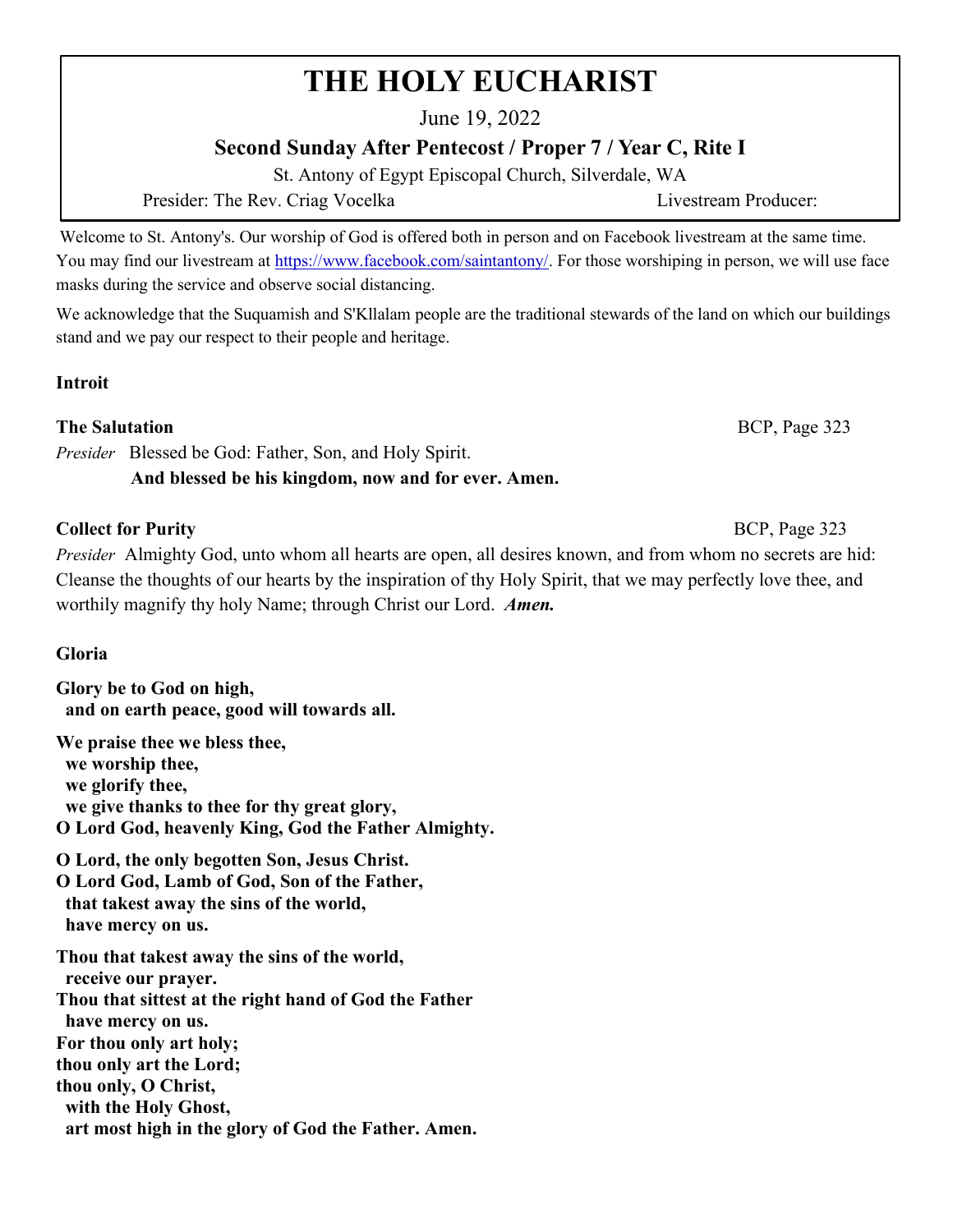# THE HOLY EUCHARIST

June 19, 2022

**Second Sunday After Pentecost / Proper 7 / Year C, Rite I**

St. Antony of Egypt Episcopal Church, Silverdale, WA

Presider: The Rev. Criag Vocelka Livestream Producer:

Welcome to St. Antony's. Our worship of God is offered both in person and on Facebook livestream at the same time. You may find our livestream at https://www.facebook.com/saintantony/. For those worshiping in person, we will use face masks during the service and observe social distancing.

We acknowledge that the Suquamish and S'Kllalam people are the traditional stewards of the land on which our buildings stand and we pay our respect to their people and heritage.

**Introit**

**The Salutation** BCP, Page 323

*Presider* Blessed be God: Father, Son, and Holy Spirit.
**And blessed be his kingdom, now and for ever. Amen.**

**Collect for Purity** BCP, Page 323

*Presider* Almighty God, unto whom all hearts are open, all desires known, and from whom no secrets are hid: Cleanse the thoughts of our hearts by the inspiration of thy Holy Spirit, that we may perfectly love thee, and worthily magnify thy holy Name; through Christ our Lord. ***Amen.***

**Gloria**

**Glory be to God on high,**
**and on earth peace, good will towards all.**

**We praise thee we bless thee,**
**we worship thee,**
**we glorify thee,**
**we give thanks to thee for thy great glory,**
**O Lord God, heavenly King, God the Father Almighty.**

**O Lord, the only begotten Son, Jesus Christ.**
**O Lord God, Lamb of God, Son of the Father,**
**that takest away the sins of the world,**
**have mercy on us.**

**Thou that takest away the sins of the world,**
**receive our prayer.**
**Thou that sittest at the right hand of God the Father**
**have mercy on us.**
**For thou only art holy;**
**thou only art the Lord;**
**thou only, O Christ,**
**with the Holy Ghost,**
**art most high in the glory of God the Father. Amen.**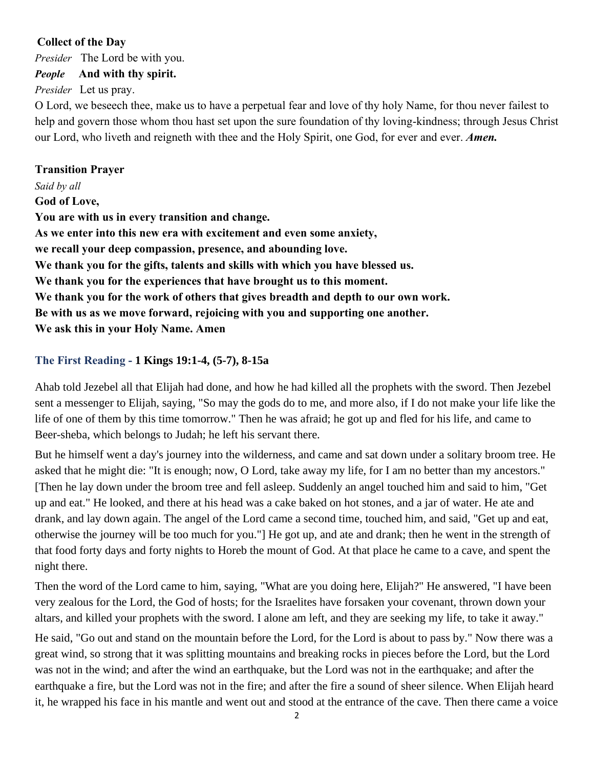**Collect of the Day**

*Presider* The Lord be with you.

***People*** **And with thy spirit.**

*Presider* Let us pray.

O Lord, we beseech thee, make us to have a perpetual fear and love of thy holy Name, for thou never failest to help and govern those whom thou hast set upon the sure foundation of thy loving-kindness; through Jesus Christ our Lord, who liveth and reigneth with thee and the Holy Spirit, one God, for ever and ever. ***Amen.***

**Transition Prayer**

*Said by all*

**God of Love,**
**You are with us in every transition and change.**
**As we enter into this new era with excitement and even some anxiety,**
**we recall your deep compassion, presence, and abounding love.**
**We thank you for the gifts, talents and skills with which you have blessed us.**
**We thank you for the experiences that have brought us to this moment.**
**We thank you for the work of others that gives breadth and depth to our own work.**
**Be with us as we move forward, rejoicing with you and supporting one another.**
**We ask this in your Holy Name. Amen**

**The First Reading - 1 Kings 19:1-4, (5-7), 8-15a**

Ahab told Jezebel all that Elijah had done, and how he had killed all the prophets with the sword. Then Jezebel sent a messenger to Elijah, saying, "So may the gods do to me, and more also, if I do not make your life like the life of one of them by this time tomorrow." Then he was afraid; he got up and fled for his life, and came to Beer-sheba, which belongs to Judah; he left his servant there.

But he himself went a day's journey into the wilderness, and came and sat down under a solitary broom tree. He asked that he might die: "It is enough; now, O Lord, take away my life, for I am no better than my ancestors." [Then he lay down under the broom tree and fell asleep. Suddenly an angel touched him and said to him, "Get up and eat." He looked, and there at his head was a cake baked on hot stones, and a jar of water. He ate and drank, and lay down again. The angel of the Lord came a second time, touched him, and said, "Get up and eat, otherwise the journey will be too much for you."] He got up, and ate and drank; then he went in the strength of that food forty days and forty nights to Horeb the mount of God. At that place he came to a cave, and spent the night there.

Then the word of the Lord came to him, saying, "What are you doing here, Elijah?" He answered, "I have been very zealous for the Lord, the God of hosts; for the Israelites have forsaken your covenant, thrown down your altars, and killed your prophets with the sword. I alone am left, and they are seeking my life, to take it away."

He said, "Go out and stand on the mountain before the Lord, for the Lord is about to pass by." Now there was a great wind, so strong that it was splitting mountains and breaking rocks in pieces before the Lord, but the Lord was not in the wind; and after the wind an earthquake, but the Lord was not in the earthquake; and after the earthquake a fire, but the Lord was not in the fire; and after the fire a sound of sheer silence. When Elijah heard it, he wrapped his face in his mantle and went out and stood at the entrance of the cave. Then there came a voice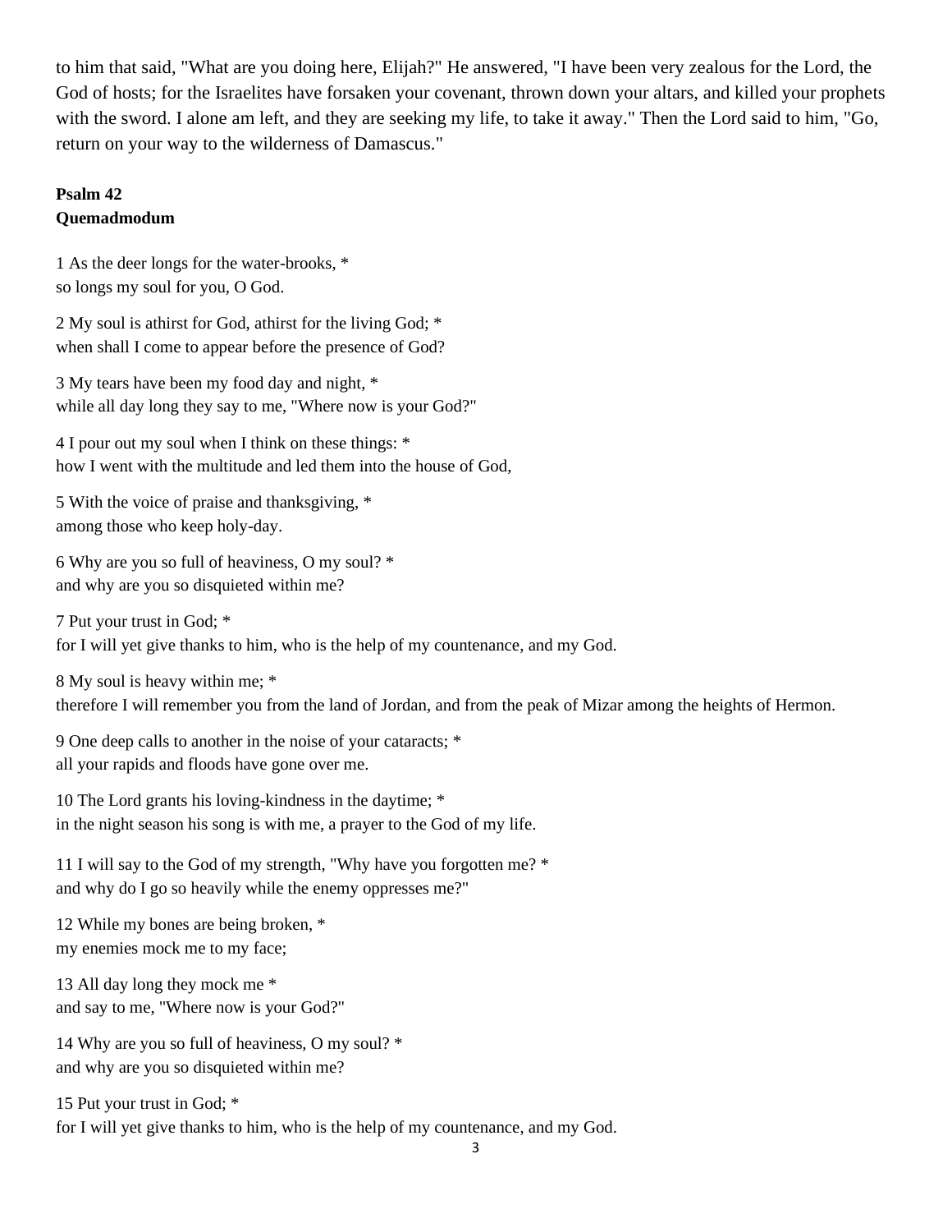to him that said, "What are you doing here, Elijah?" He answered, "I have been very zealous for the Lord, the God of hosts; for the Israelites have forsaken your covenant, thrown down your altars, and killed your prophets with the sword. I alone am left, and they are seeking my life, to take it away." Then the Lord said to him, "Go, return on your way to the wilderness of Damascus."

**Psalm 42**
**Quemadmodum**

1 As the deer longs for the water-brooks, *
so longs my soul for you, O God.

2 My soul is athirst for God, athirst for the living God; *
when shall I come to appear before the presence of God?

3 My tears have been my food day and night, *
while all day long they say to me, "Where now is your God?"

4 I pour out my soul when I think on these things: *
how I went with the multitude and led them into the house of God,

5 With the voice of praise and thanksgiving, *
among those who keep holy-day.

6 Why are you so full of heaviness, O my soul? *
and why are you so disquieted within me?

7 Put your trust in God; *
for I will yet give thanks to him, who is the help of my countenance, and my God.

8 My soul is heavy within me; *
therefore I will remember you from the land of Jordan, and from the peak of Mizar among the heights of Hermon.

9 One deep calls to another in the noise of your cataracts; *
all your rapids and floods have gone over me.

10 The Lord grants his loving-kindness in the daytime; *
in the night season his song is with me, a prayer to the God of my life.

11 I will say to the God of my strength, "Why have you forgotten me? *
and why do I go so heavily while the enemy oppresses me?"

12 While my bones are being broken, *
my enemies mock me to my face;

13 All day long they mock me *
and say to me, "Where now is your God?"

14 Why are you so full of heaviness, O my soul? *
and why are you so disquieted within me?

15 Put your trust in God; *
for I will yet give thanks to him, who is the help of my countenance, and my God.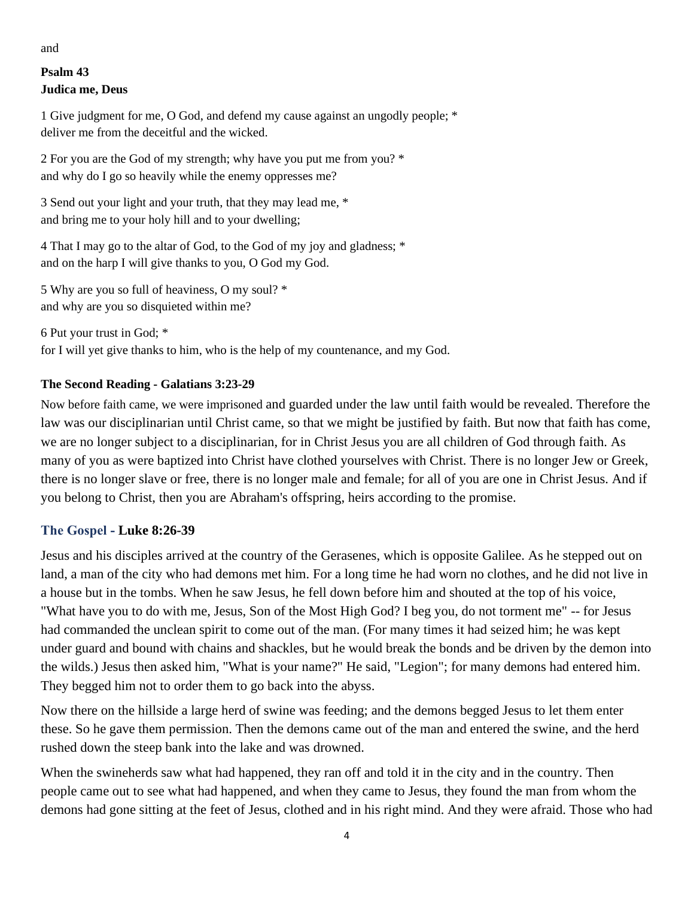and

**Psalm 43**
**Judica me, Deus**

1 Give judgment for me, O God, and defend my cause against an ungodly people; *
deliver me from the deceitful and the wicked.

2 For you are the God of my strength; why have you put me from you? *
and why do I go so heavily while the enemy oppresses me?

3 Send out your light and your truth, that they may lead me, *
and bring me to your holy hill and to your dwelling;

4 That I may go to the altar of God, to the God of my joy and gladness; *
and on the harp I will give thanks to you, O God my God.

5 Why are you so full of heaviness, O my soul? *
and why are you so disquieted within me?

6 Put your trust in God; *
for I will yet give thanks to him, who is the help of my countenance, and my God.

**The Second Reading - Galatians 3:23-29**

Now before faith came, we were imprisoned and guarded under the law until faith would be revealed. Therefore the law was our disciplinarian until Christ came, so that we might be justified by faith. But now that faith has come, we are no longer subject to a disciplinarian, for in Christ Jesus you are all children of God through faith. As many of you as were baptized into Christ have clothed yourselves with Christ. There is no longer Jew or Greek, there is no longer slave or free, there is no longer male and female; for all of you are one in Christ Jesus. And if you belong to Christ, then you are Abraham's offspring, heirs according to the promise.

**The Gospel - Luke 8:26-39**

Jesus and his disciples arrived at the country of the Gerasenes, which is opposite Galilee. As he stepped out on land, a man of the city who had demons met him. For a long time he had worn no clothes, and he did not live in a house but in the tombs. When he saw Jesus, he fell down before him and shouted at the top of his voice, "What have you to do with me, Jesus, Son of the Most High God? I beg you, do not torment me" -- for Jesus had commanded the unclean spirit to come out of the man. (For many times it had seized him; he was kept under guard and bound with chains and shackles, but he would break the bonds and be driven by the demon into the wilds.) Jesus then asked him, "What is your name?" He said, "Legion"; for many demons had entered him. They begged him not to order them to go back into the abyss.

Now there on the hillside a large herd of swine was feeding; and the demons begged Jesus to let them enter these. So he gave them permission. Then the demons came out of the man and entered the swine, and the herd rushed down the steep bank into the lake and was drowned.

When the swineherds saw what had happened, they ran off and told it in the city and in the country. Then people came out to see what had happened, and when they came to Jesus, they found the man from whom the demons had gone sitting at the feet of Jesus, clothed and in his right mind. And they were afraid. Those who had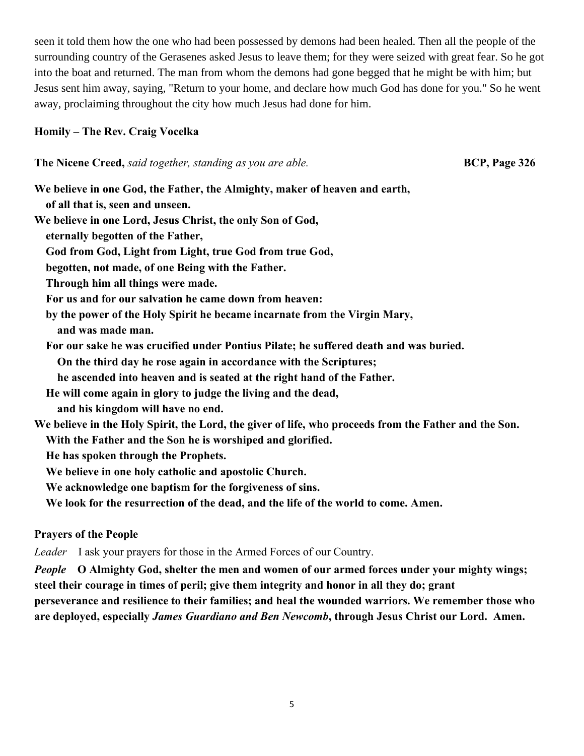seen it told them how the one who had been possessed by demons had been healed. Then all the people of the surrounding country of the Gerasenes asked Jesus to leave them; for they were seized with great fear. So he got into the boat and returned. The man from whom the demons had gone begged that he might be with him; but Jesus sent him away, saying, "Return to your home, and declare how much God has done for you." So he went away, proclaiming throughout the city how much Jesus had done for him.

**Homily – The Rev. Craig Vocelka**

**The Nicene Creed,** *said together, standing as you are able.* **BCP, Page 326**

**We believe in one God, the Father, the Almighty, maker of heaven and earth,**
**of all that is, seen and unseen.**
**We believe in one Lord, Jesus Christ, the only Son of God,**
**eternally begotten of the Father,**
**God from God, Light from Light, true God from true God,**
**begotten, not made, of one Being with the Father.**
**Through him all things were made.**
**For us and for our salvation he came down from heaven:**
**by the power of the Holy Spirit he became incarnate from the Virgin Mary,**
**and was made man.**
**For our sake he was crucified under Pontius Pilate; he suffered death and was buried.**
**On the third day he rose again in accordance with the Scriptures;**
**he ascended into heaven and is seated at the right hand of the Father.**
**He will come again in glory to judge the living and the dead,**
**and his kingdom will have no end.**
**We believe in the Holy Spirit, the Lord, the giver of life, who proceeds from the Father and the Son.**
**With the Father and the Son he is worshiped and glorified.**
**He has spoken through the Prophets.**
**We believe in one holy catholic and apostolic Church.**
**We acknowledge one baptism for the forgiveness of sins.**
**We look for the resurrection of the dead, and the life of the world to come. Amen.**

**Prayers of the People**

*Leader* I ask your prayers for those in the Armed Forces of our Country.

***People*** **O Almighty God, shelter the men and women of our armed forces under your mighty wings; steel their courage in times of peril; give them integrity and honor in all they do; grant perseverance and resilience to their families; and heal the wounded warriors. We remember those who are deployed, especially *James Guardiano and Ben Newcomb*, through Jesus Christ our Lord. Amen.**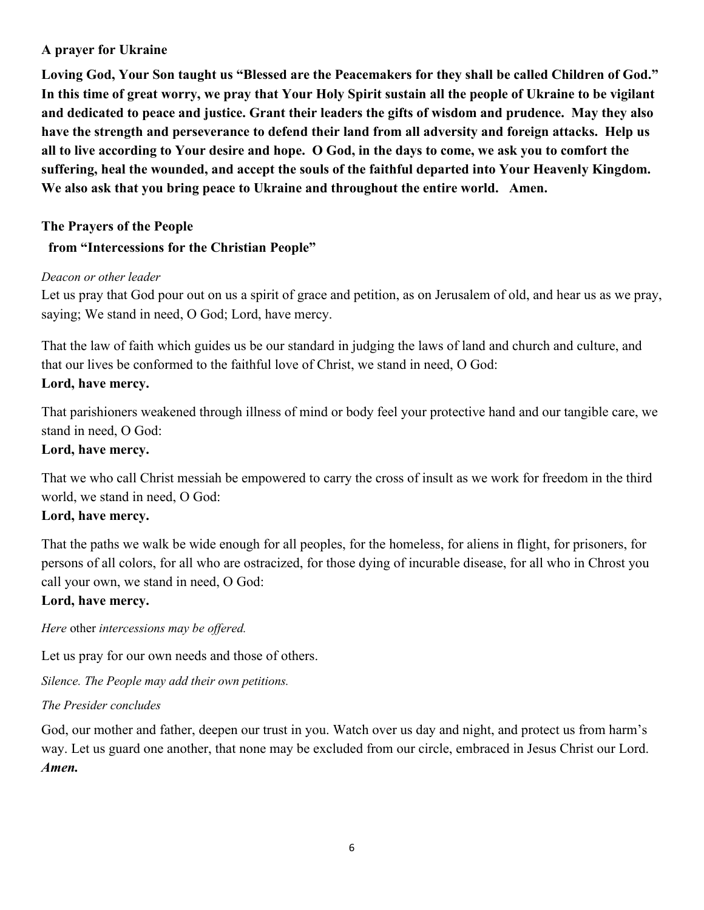**A prayer for Ukraine**

**Loving God, Your Son taught us "Blessed are the Peacemakers for they shall be called Children of God." In this time of great worry, we pray that Your Holy Spirit sustain all the people of Ukraine to be vigilant and dedicated to peace and justice. Grant their leaders the gifts of wisdom and prudence. May they also have the strength and perseverance to defend their land from all adversity and foreign attacks. Help us all to live according to Your desire and hope. O God, in the days to come, we ask you to comfort the suffering, heal the wounded, and accept the souls of the faithful departed into Your Heavenly Kingdom. We also ask that you bring peace to Ukraine and throughout the entire world. Amen.**

**The Prayers of the People**
**from "Intercessions for the Christian People"**

*Deacon or other leader*

Let us pray that God pour out on us a spirit of grace and petition, as on Jerusalem of old, and hear us as we pray, saying; We stand in need, O God; Lord, have mercy.

That the law of faith which guides us be our standard in judging the laws of land and church and culture, and that our lives be conformed to the faithful love of Christ, we stand in need, O God:
**Lord, have mercy.**

That parishioners weakened through illness of mind or body feel your protective hand and our tangible care, we stand in need, O God:
**Lord, have mercy.**

That we who call Christ messiah be empowered to carry the cross of insult as we work for freedom in the third world, we stand in need, O God:
**Lord, have mercy.**

That the paths we walk be wide enough for all peoples, for the homeless, for aliens in flight, for prisoners, for persons of all colors, for all who are ostracized, for those dying of incurable disease, for all who in Chrost you call your own, we stand in need, O God:
**Lord, have mercy.**

*Here* other *intercessions may be offered.*

Let us pray for our own needs and those of others.

*Silence. The People may add their own petitions.*

*The Presider concludes*

God, our mother and father, deepen our trust in you. Watch over us day and night, and protect us from harm's way. Let us guard one another, that none may be excluded from our circle, embraced in Jesus Christ our Lord. ***Amen.***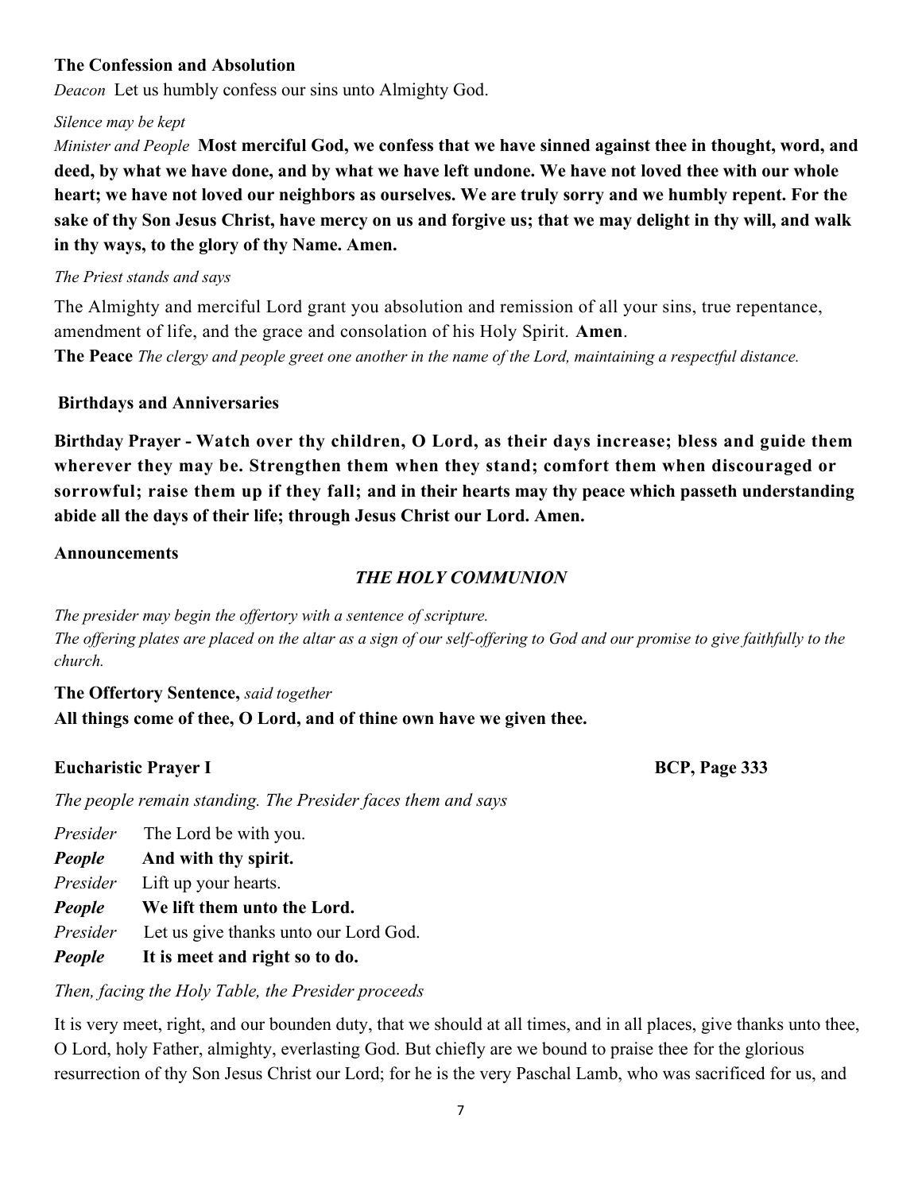**The Confession and Absolution**

*Deacon* Let us humbly confess our sins unto Almighty God.

*Silence may be kept*

*Minister and People* **Most merciful God, we confess that we have sinned against thee in thought, word, and deed, by what we have done, and by what we have left undone. We have not loved thee with our whole heart; we have not loved our neighbors as ourselves. We are truly sorry and we humbly repent. For the sake of thy Son Jesus Christ, have mercy on us and forgive us; that we may delight in thy will, and walk in thy ways, to the glory of thy Name. Amen.**

*The Priest stands and says*

The Almighty and merciful Lord grant you absolution and remission of all your sins, true repentance, amendment of life, and the grace and consolation of his Holy Spirit. **Amen**.

**The Peace** *The clergy and people greet one another in the name of the Lord, maintaining a respectful distance.*

**Birthdays and Anniversaries**

**Birthday Prayer - Watch over thy children, O Lord, as their days increase; bless and guide them wherever they may be. Strengthen them when they stand; comfort them when discouraged or sorrowful; raise them up if they fall; and in their hearts may thy peace which passeth understanding abide all the days of their life; through Jesus Christ our Lord. Amen.**

**Announcements**

## *THE HOLY COMMUNION*

*The presider may begin the offertory with a sentence of scripture.*
*The offering plates are placed on the altar as a sign of our self-offering to God and our promise to give faithfully to the church.*

**The Offertory Sentence,** *said together*
**All things come of thee, O Lord, and of thine own have we given thee.**

**Eucharistic Prayer I** **BCP, Page 333**

*The people remain standing. The Presider faces them and says*

*Presider* The Lord be with you.
***People*** **And with thy spirit.**
*Presider* Lift up your hearts.
***People*** **We lift them unto the Lord.**
*Presider* Let us give thanks unto our Lord God.
***People*** **It is meet and right so to do.**

*Then, facing the Holy Table, the Presider proceeds*

It is very meet, right, and our bounden duty, that we should at all times, and in all places, give thanks unto thee, O Lord, holy Father, almighty, everlasting God. But chiefly are we bound to praise thee for the glorious resurrection of thy Son Jesus Christ our Lord; for he is the very Paschal Lamb, who was sacrificed for us, and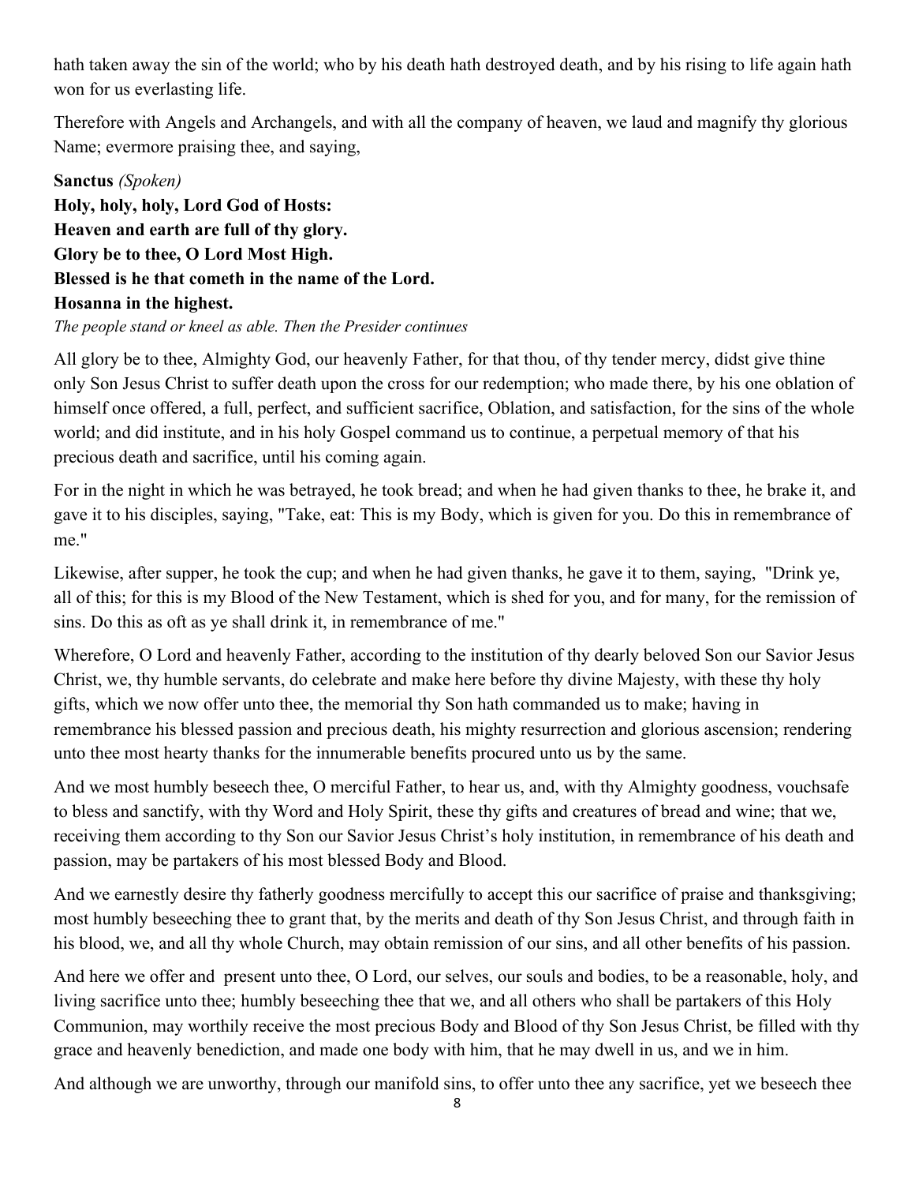hath taken away the sin of the world; who by his death hath destroyed death, and by his rising to life again hath won for us everlasting life.

Therefore with Angels and Archangels, and with all the company of heaven, we laud and magnify thy glorious Name; evermore praising thee, and saying,

**Sanctus** *(Spoken)*
**Holy, holy, holy, Lord God of Hosts:**
**Heaven and earth are full of thy glory.**
**Glory be to thee, O Lord Most High.**
**Blessed is he that cometh in the name of the Lord.**
**Hosanna in the highest.**
*The people stand or kneel as able. Then the Presider continues*

All glory be to thee, Almighty God, our heavenly Father, for that thou, of thy tender mercy, didst give thine only Son Jesus Christ to suffer death upon the cross for our redemption; who made there, by his one oblation of himself once offered, a full, perfect, and sufficient sacrifice, Oblation, and satisfaction, for the sins of the whole world; and did institute, and in his holy Gospel command us to continue, a perpetual memory of that his precious death and sacrifice, until his coming again.

For in the night in which he was betrayed, he took bread; and when he had given thanks to thee, he brake it, and gave it to his disciples, saying, "Take, eat: This is my Body, which is given for you. Do this in remembrance of me."

Likewise, after supper, he took the cup; and when he had given thanks, he gave it to them, saying, "Drink ye, all of this; for this is my Blood of the New Testament, which is shed for you, and for many, for the remission of sins. Do this as oft as ye shall drink it, in remembrance of me."

Wherefore, O Lord and heavenly Father, according to the institution of thy dearly beloved Son our Savior Jesus Christ, we, thy humble servants, do celebrate and make here before thy divine Majesty, with these thy holy gifts, which we now offer unto thee, the memorial thy Son hath commanded us to make; having in remembrance his blessed passion and precious death, his mighty resurrection and glorious ascension; rendering unto thee most hearty thanks for the innumerable benefits procured unto us by the same.

And we most humbly beseech thee, O merciful Father, to hear us, and, with thy Almighty goodness, vouchsafe to bless and sanctify, with thy Word and Holy Spirit, these thy gifts and creatures of bread and wine; that we, receiving them according to thy Son our Savior Jesus Christ's holy institution, in remembrance of his death and passion, may be partakers of his most blessed Body and Blood.

And we earnestly desire thy fatherly goodness mercifully to accept this our sacrifice of praise and thanksgiving; most humbly beseeching thee to grant that, by the merits and death of thy Son Jesus Christ, and through faith in his blood, we, and all thy whole Church, may obtain remission of our sins, and all other benefits of his passion.

And here we offer and present unto thee, O Lord, our selves, our souls and bodies, to be a reasonable, holy, and living sacrifice unto thee; humbly beseeching thee that we, and all others who shall be partakers of this Holy Communion, may worthily receive the most precious Body and Blood of thy Son Jesus Christ, be filled with thy grace and heavenly benediction, and made one body with him, that he may dwell in us, and we in him.

And although we are unworthy, through our manifold sins, to offer unto thee any sacrifice, yet we beseech thee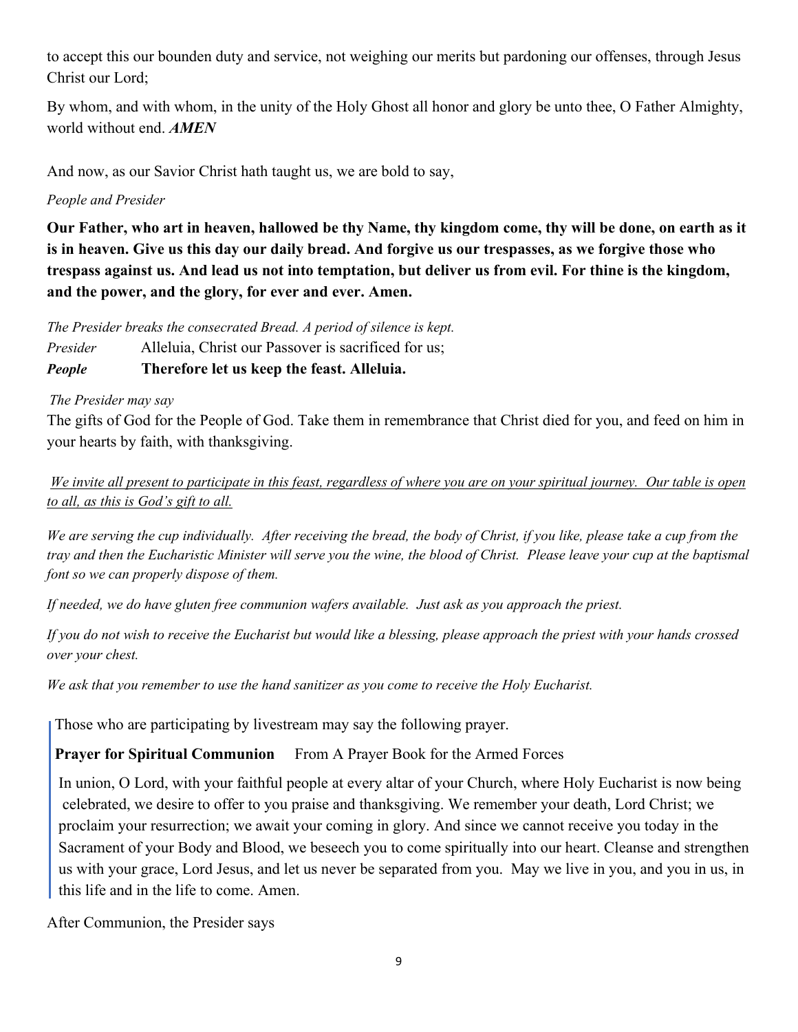to accept this our bounden duty and service, not weighing our merits but pardoning our offenses, through Jesus Christ our Lord;

By whom, and with whom, in the unity of the Holy Ghost all honor and glory be unto thee, O Father Almighty, world without end. ***AMEN***

And now, as our Savior Christ hath taught us, we are bold to say,

*People and Presider*

**Our Father, who art in heaven, hallowed be thy Name, thy kingdom come, thy will be done, on earth as it is in heaven. Give us this day our daily bread. And forgive us our trespasses, as we forgive those who trespass against us. And lead us not into temptation, but deliver us from evil. For thine is the kingdom, and the power, and the glory, for ever and ever. Amen.**

*The Presider breaks the consecrated Bread. A period of silence is kept.*

*Presider* Alleluia, Christ our Passover is sacrificed for us;

***People*** **Therefore let us keep the feast. Alleluia.**

*The Presider may say*

The gifts of God for the People of God. Take them in remembrance that Christ died for you, and feed on him in your hearts by faith, with thanksgiving.

<u>*We invite all present to participate in this feast, regardless of where you are on your spiritual journey. Our table is open to all, as this is God's gift to all.*</u>

*We are serving the cup individually. After receiving the bread, the body of Christ, if you like, please take a cup from the tray and then the Eucharistic Minister will serve you the wine, the blood of Christ. Please leave your cup at the baptismal font so we can properly dispose of them.*

*If needed, we do have gluten free communion wafers available. Just ask as you approach the priest.*

*If you do not wish to receive the Eucharist but would like a blessing, please approach the priest with your hands crossed over your chest.*

*We ask that you remember to use the hand sanitizer as you come to receive the Holy Eucharist.*

Those who are participating by livestream may say the following prayer.

**Prayer for Spiritual Communion** From A Prayer Book for the Armed Forces

In union, O Lord, with your faithful people at every altar of your Church, where Holy Eucharist is now being celebrated, we desire to offer to you praise and thanksgiving. We remember your death, Lord Christ; we proclaim your resurrection; we await your coming in glory. And since we cannot receive you today in the Sacrament of your Body and Blood, we beseech you to come spiritually into our heart. Cleanse and strengthen us with your grace, Lord Jesus, and let us never be separated from you. May we live in you, and you in us, in this life and in the life to come. Amen.

After Communion, the Presider says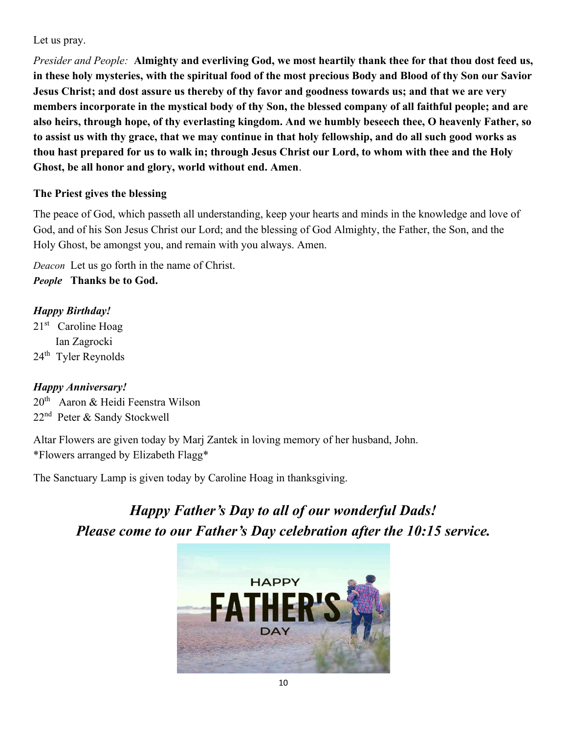Let us pray.

*Presider and People:* **Almighty and everliving God, we most heartily thank thee for that thou dost feed us, in these holy mysteries, with the spiritual food of the most precious Body and Blood of thy Son our Savior Jesus Christ; and dost assure us thereby of thy favor and goodness towards us; and that we are very members incorporate in the mystical body of thy Son, the blessed company of all faithful people; and are also heirs, through hope, of thy everlasting kingdom. And we humbly beseech thee, O heavenly Father, so to assist us with thy grace, that we may continue in that holy fellowship, and do all such good works as thou hast prepared for us to walk in; through Jesus Christ our Lord, to whom with thee and the Holy Ghost, be all honor and glory, world without end. Amen**.

**The Priest gives the blessing**

The peace of God, which passeth all understanding, keep your hearts and minds in the knowledge and love of God, and of his Son Jesus Christ our Lord; and the blessing of God Almighty, the Father, the Son, and the Holy Ghost, be amongst you, and remain with you always. Amen.

*Deacon* Let us go forth in the name of Christ.
***People*** **Thanks be to God.**

***Happy Birthday!***

21st Caroline Hoag
Ian Zagrocki
24th Tyler Reynolds

***Happy Anniversary!***

20th Aaron & Heidi Feenstra Wilson
22nd Peter & Sandy Stockwell

Altar Flowers are given today by Marj Zantek in loving memory of her husband, John.
*Flowers arranged by Elizabeth Flagg*

The Sanctuary Lamp is given today by Caroline Hoag in thanksgiving.

***Happy Father's Day to all of our wonderful Dads!***
***Please come to our Father's Day celebration after the 10:15 service.***